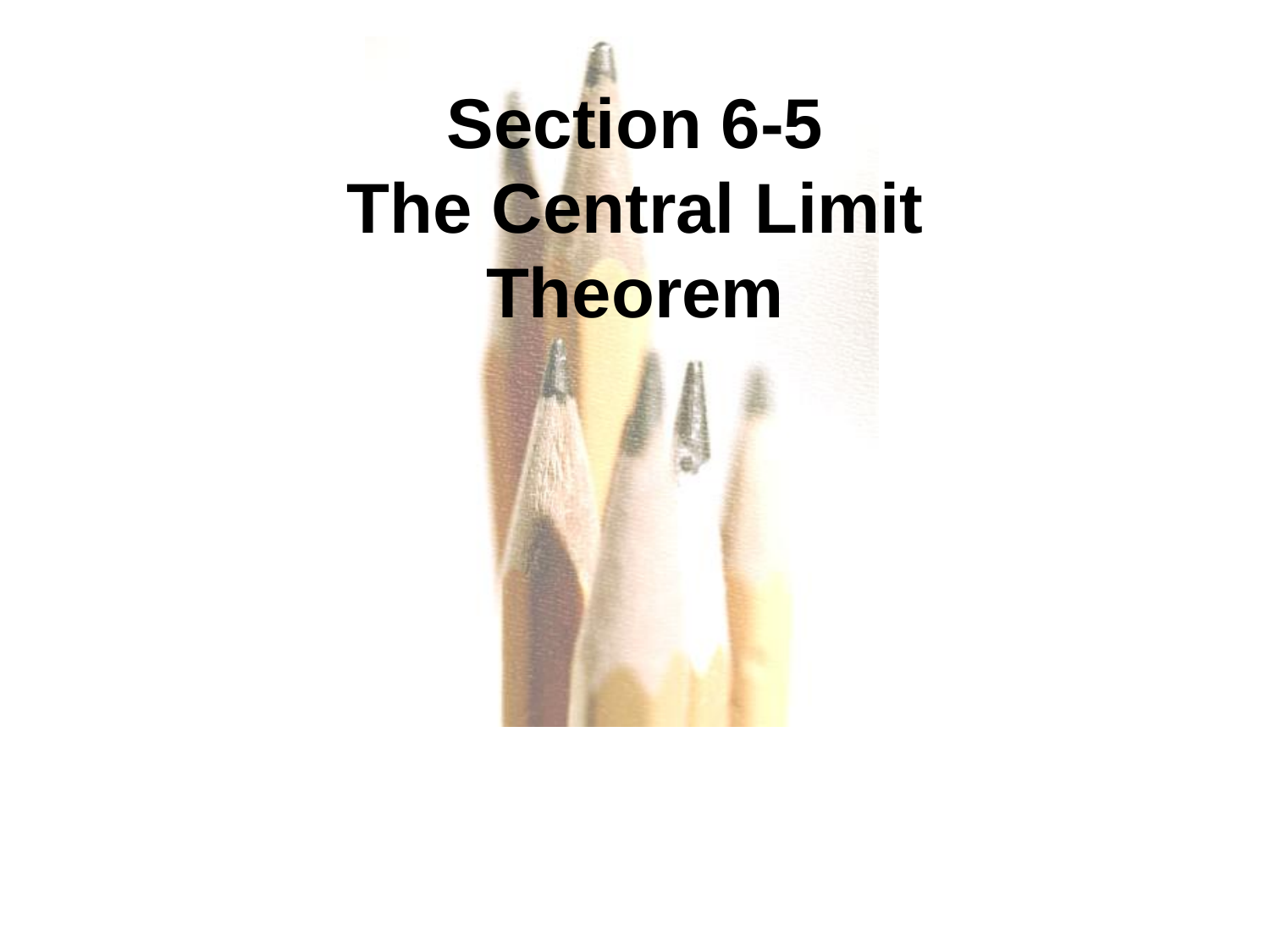# Section 6-5 The Central Limit Theorem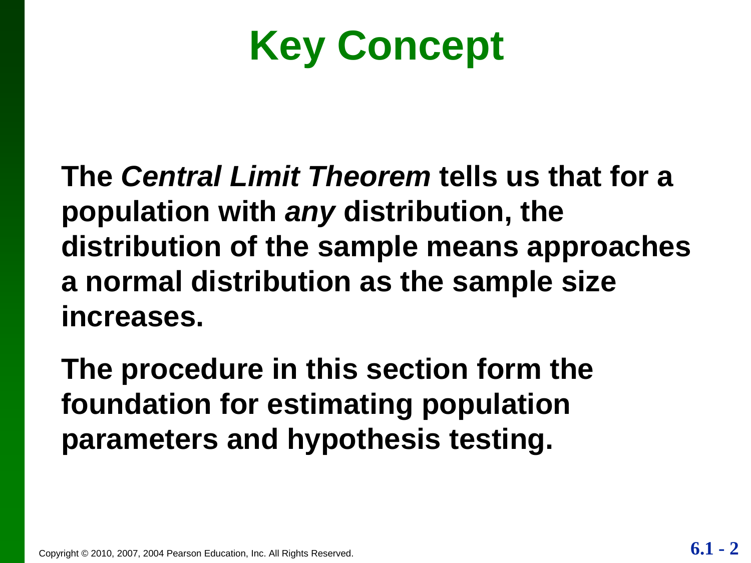# Key Concept

**The *Central Limit Theorem* tells us that for a population with *any* distribution, the distribution of the sample means approaches a normal distribution as the sample size increases.**

**The procedure in this section form the foundation for estimating population parameters and hypothesis testing.**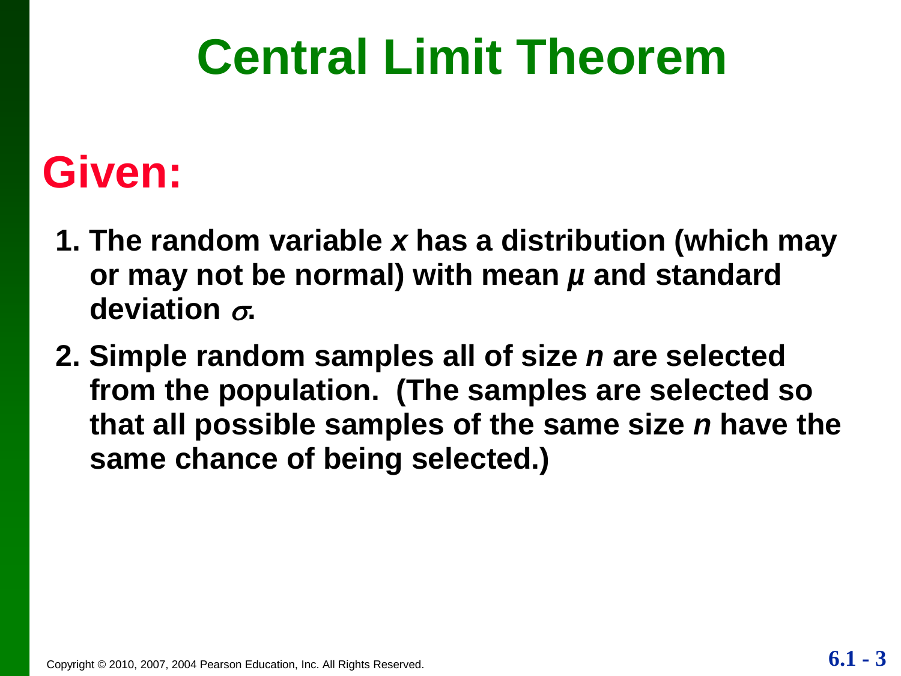# Central Limit Theorem

## Given:

1. **The random variable $x$ has a distribution (which may or may not be normal) with mean $\mu$ and standard deviation $\sigma$.**
2. **Simple random samples all of size $n$ are selected from the population. (The samples are selected so that all possible samples of the same size $n$ have the same chance of being selected.)**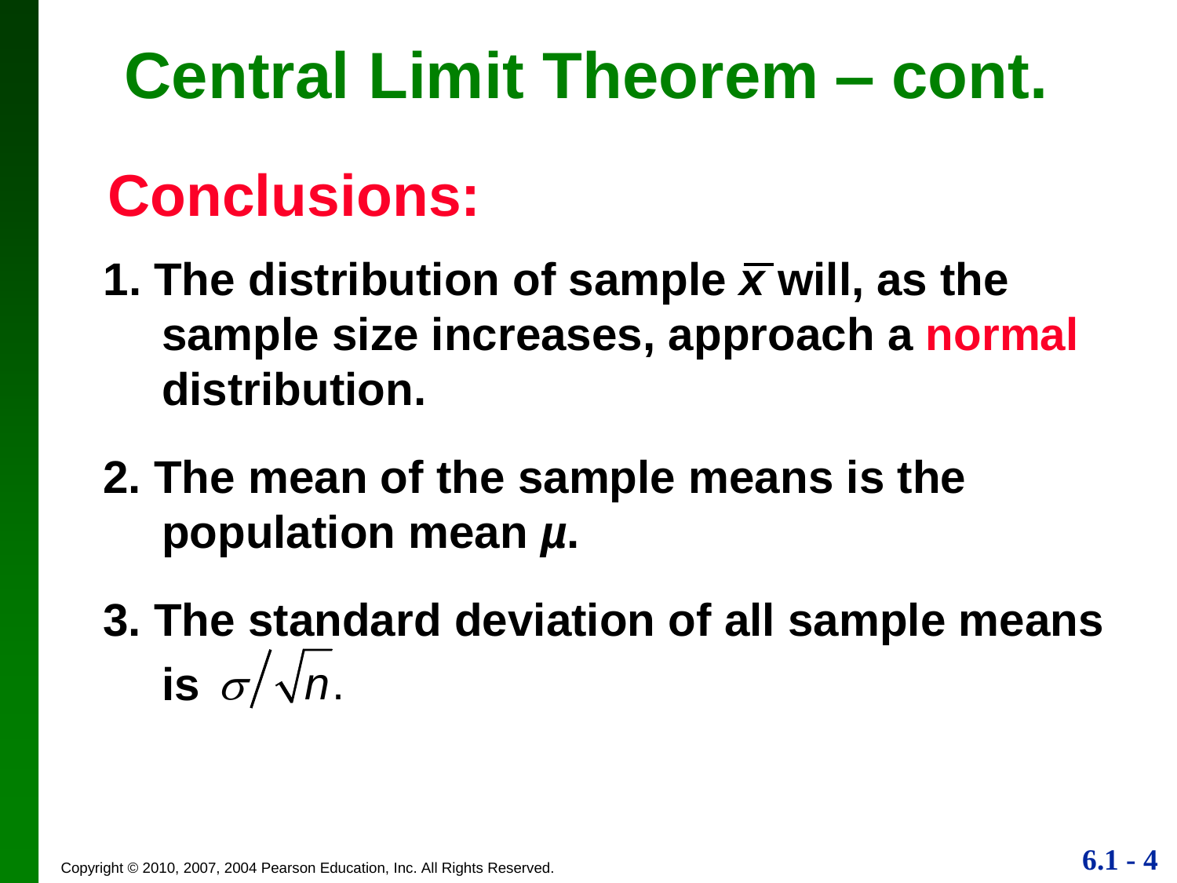# Central Limit Theorem – cont.

## Conclusions:

1. The distribution of sample $\bar{x}$ will, as the sample size increases, approach a normal distribution.

2. The mean of the sample means is the population mean $\mu$.

3. The standard deviation of all sample means is $\sigma / \sqrt{n}$.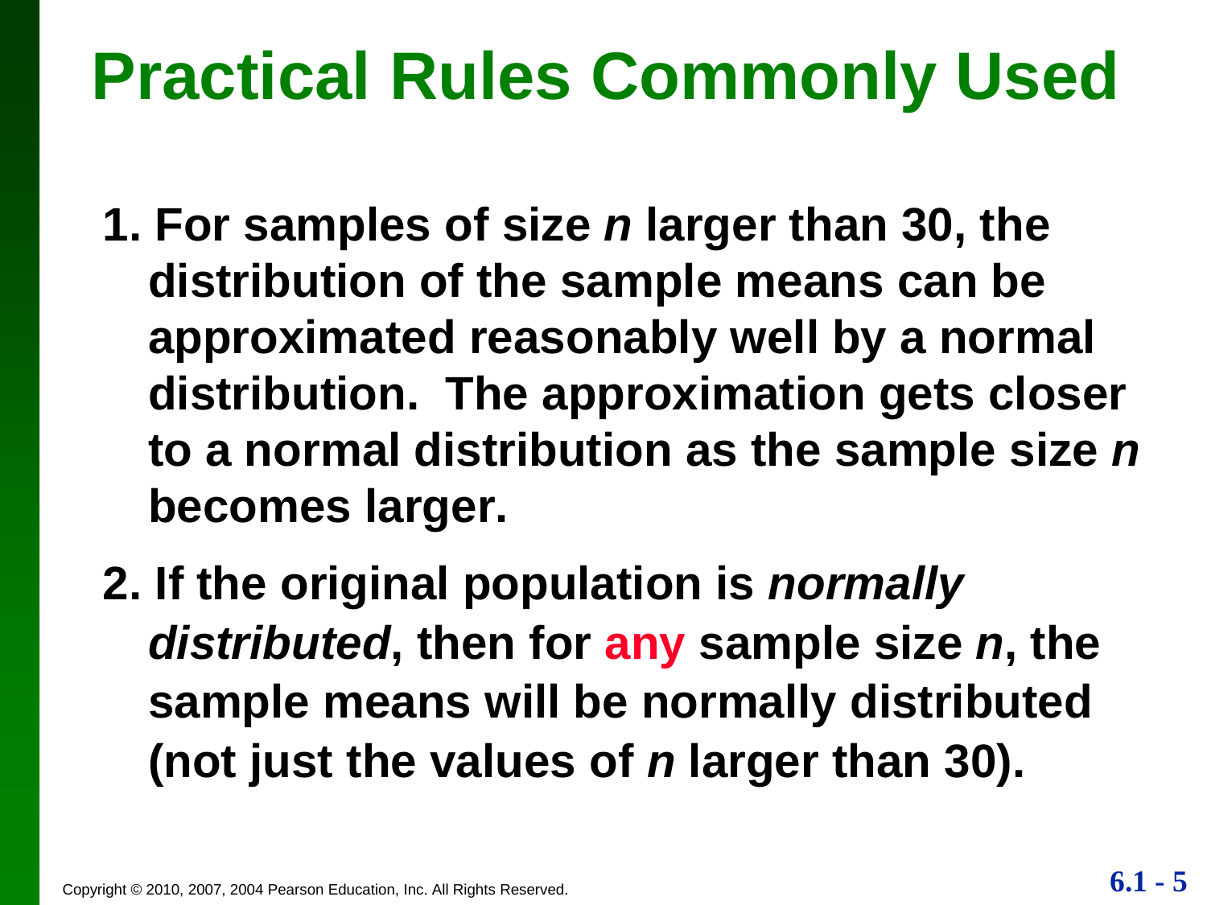# Practical Rules Commonly Used

1. **For samples of size *n* larger than 30, the distribution of the sample means can be approximated reasonably well by a normal distribution. The approximation gets closer to a normal distribution as the sample size *n* becomes larger.**

2. **If the original population is *normally distributed*, then for any sample size *n*, the sample means will be normally distributed (not just the values of *n* larger than 30).**

Copyright © 2010, 2007, 2004 Pearson Education, Inc. All Rights Reserved.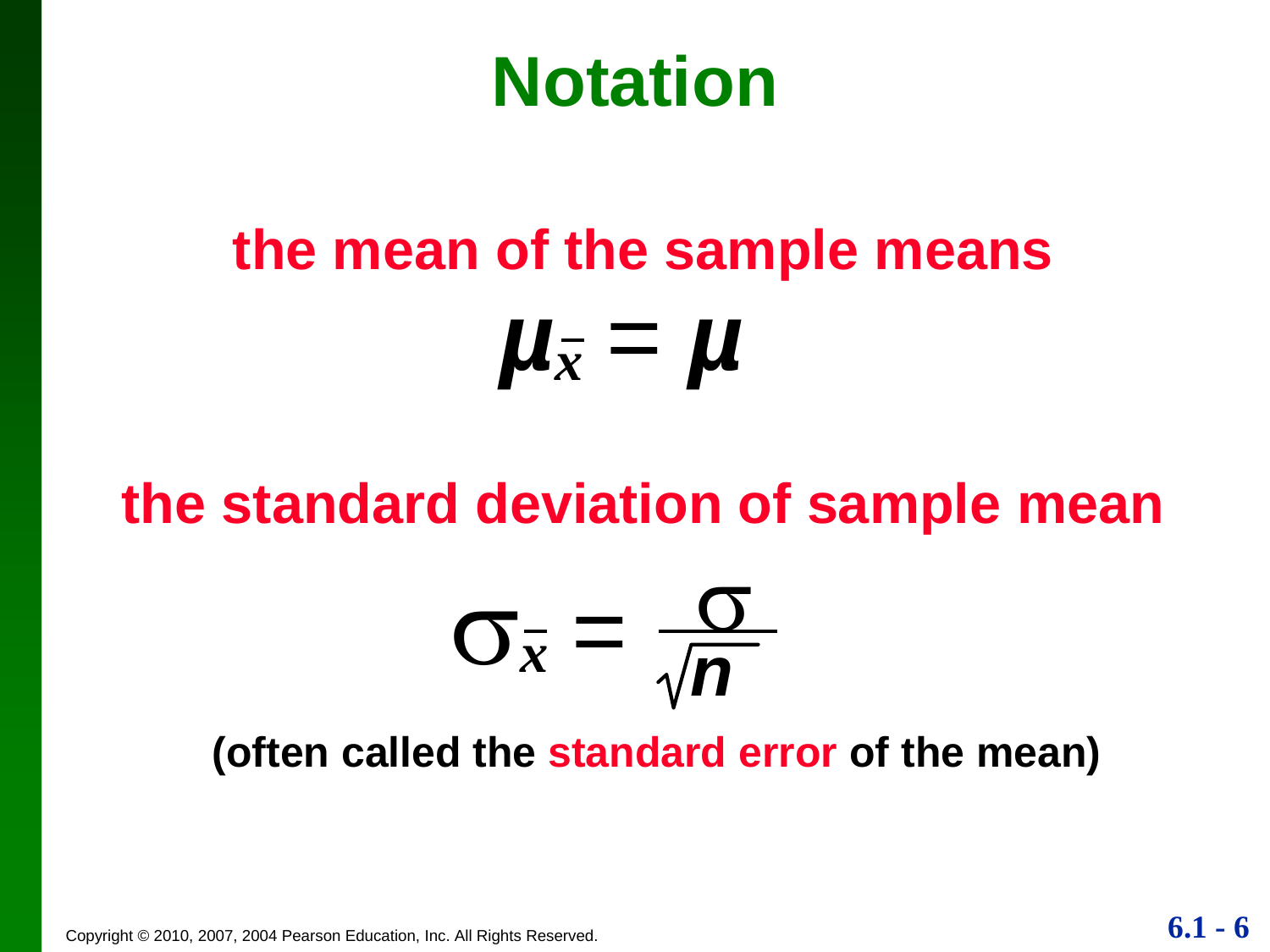# Notation

**the mean of the sample means**

$$\mu_{\bar{x}} = \mu$$

**the standard deviation of sample mean**

$$\sigma_{\bar{x}} = \frac{\sigma}{\sqrt{n}}$$

**(often called the standard error of the mean)**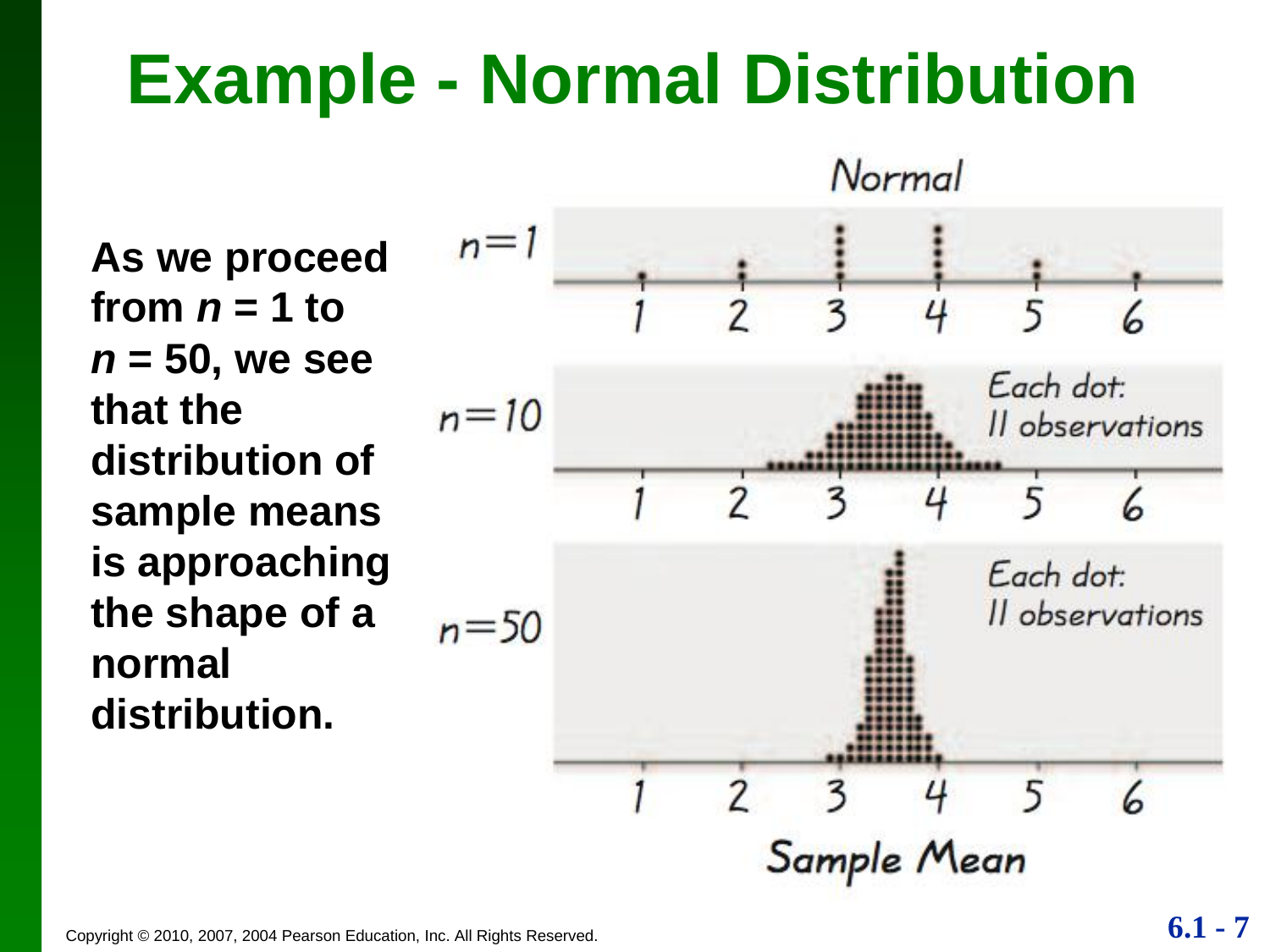# Example - Normal Distribution

**As we proceed from $n$ = 1 to $n$ = 50, we see that the distribution of sample means is approaching the shape of a normal distribution.**

Normal

$n=1$

$n=10$ — Each dot: 11 observations

$n=50$ — Each dot: 11 observations

1 2 3 4 5 6

Sample Mean

Copyright © 2010, 2007, 2004 Pearson Education, Inc. All Rights Reserved.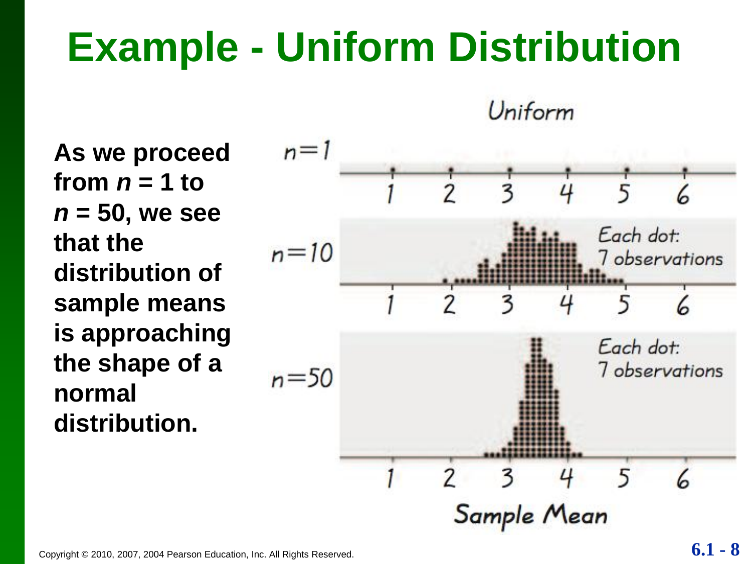# Example - Uniform Distribution

**As we proceed from $n = 1$ to $n = 50$, we see that the distribution of sample means is approaching the shape of a normal distribution.**

Uniform

$n=1$

1 2 3 4 5 6

$n=10$

Each dot: 7 observations

1 2 3 4 5 6

$n=50$

Each dot: 7 observations

1 2 3 4 5 6

Sample Mean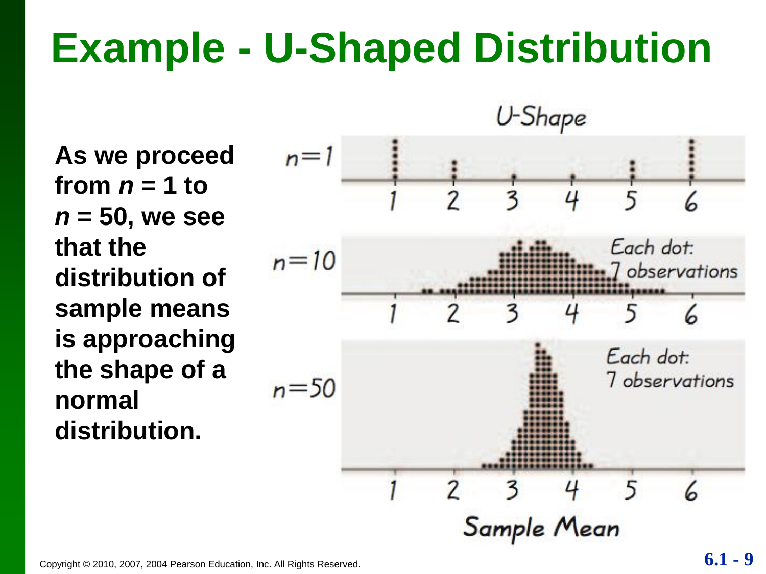# Example - U-Shaped Distribution

**As we proceed from *n* = 1 to *n* = 50, we see that the distribution of sample means is approaching the shape of a normal distribution.**

U-Shape

$n=1$

$n=10$ — Each dot: 7 observations

$n=50$ — Each dot: 7 observations

Sample Mean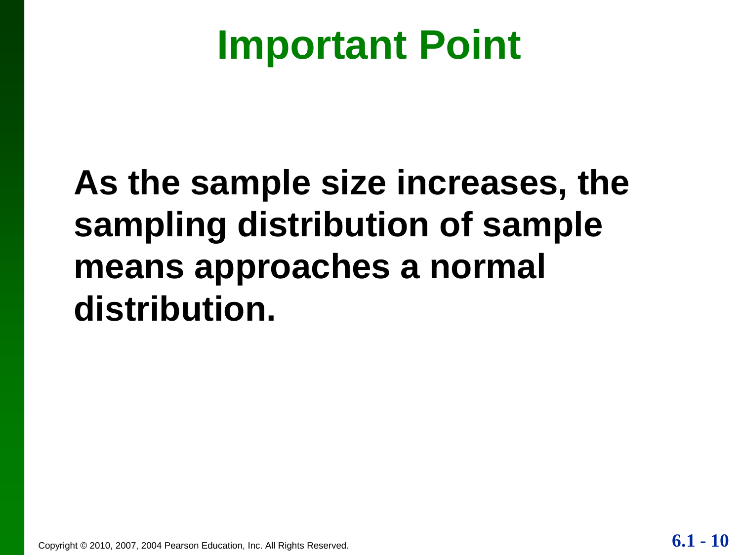# Important Point

**As the sample size increases, the sampling distribution of sample means approaches a normal distribution.**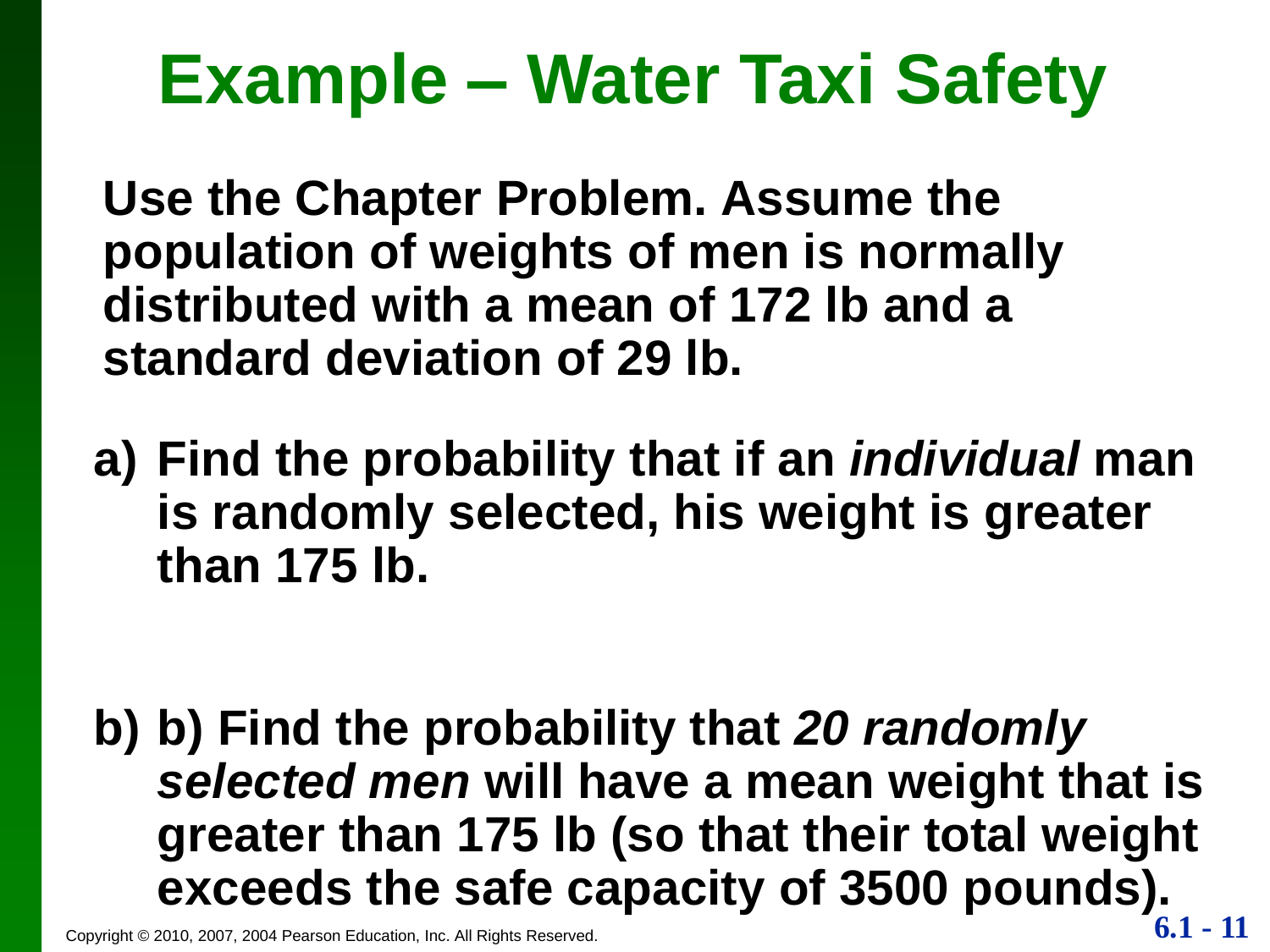# Example – Water Taxi Safety

**Use the Chapter Problem. Assume the population of weights of men is normally distributed with a mean of 172 lb and a standard deviation of 29 lb.**

a) **Find the probability that if an *individual* man is randomly selected, his weight is greater than 175 lb.**

b) **b) Find the probability that *20 randomly selected men* will have a mean weight that is greater than 175 lb (so that their total weight exceeds the safe capacity of 3500 pounds).**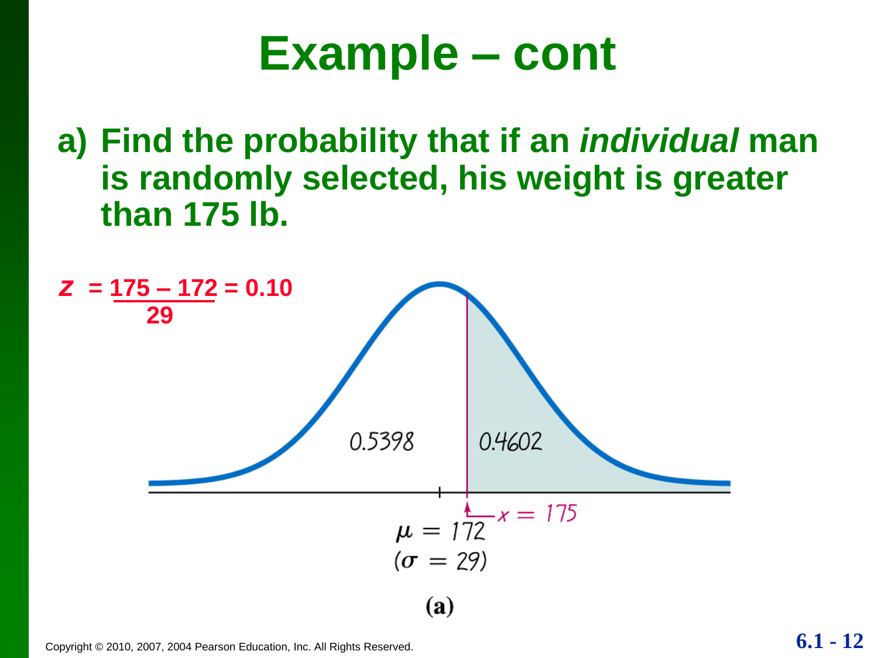# Example – cont

a) Find the probability that if an *individual* man is randomly selected, his weight is greater than 175 lb.

$$z = \frac{175 - 172}{29} = 0.10$$

0.5398

0.4602

$x = 175$

$\mu = 172$

$(\sigma = 29)$

**(a)**

Copyright © 2010, 2007, 2004 Pearson Education, Inc. All Rights Reserved.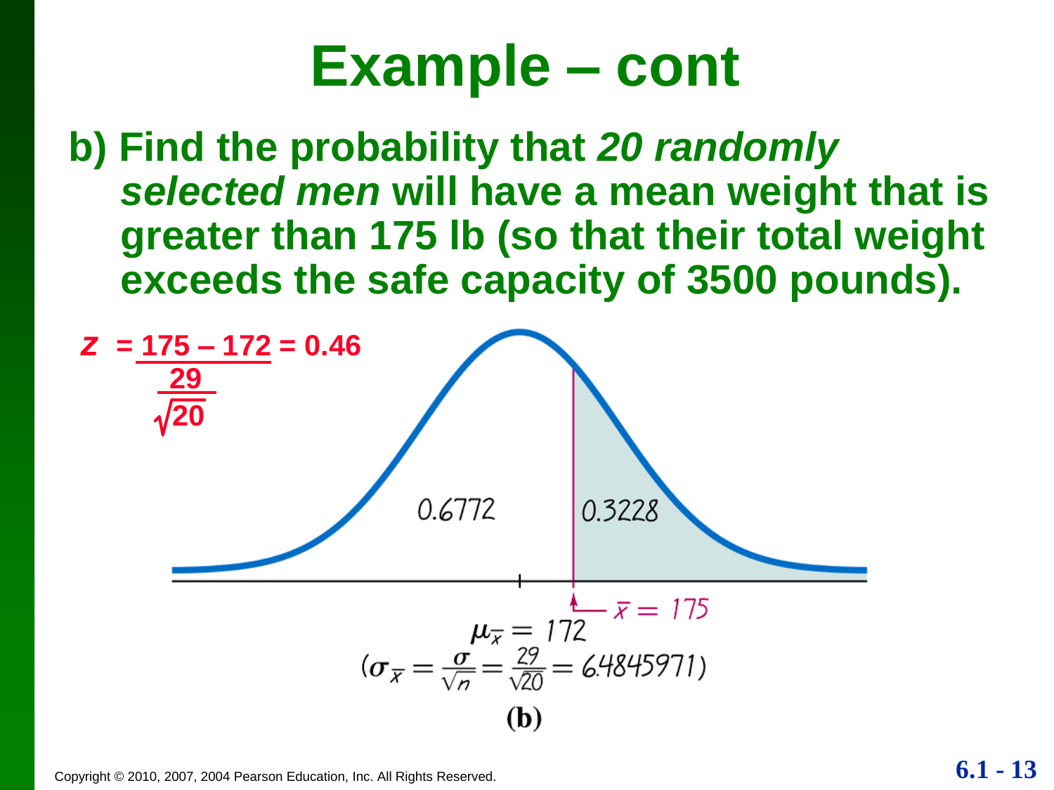# Example – cont

**b) Find the probability that *20 randomly selected men* will have a mean weight that is greater than 175 lb (so that their total weight exceeds the safe capacity of 3500 pounds).**

$$z = \frac{175 - 172}{\frac{29}{\sqrt{20}}} = 0.46$$

0.6772

0.3228

$\bar{x} = 175$

$\mu_{\bar{x}} = 172$

$(\sigma_{\bar{x}} = \frac{\sigma}{\sqrt{n}} = \frac{29}{\sqrt{20}} = 6.4845971)$

**(b)**

Copyright © 2010, 2007, 2004 Pearson Education, Inc. All Rights Reserved.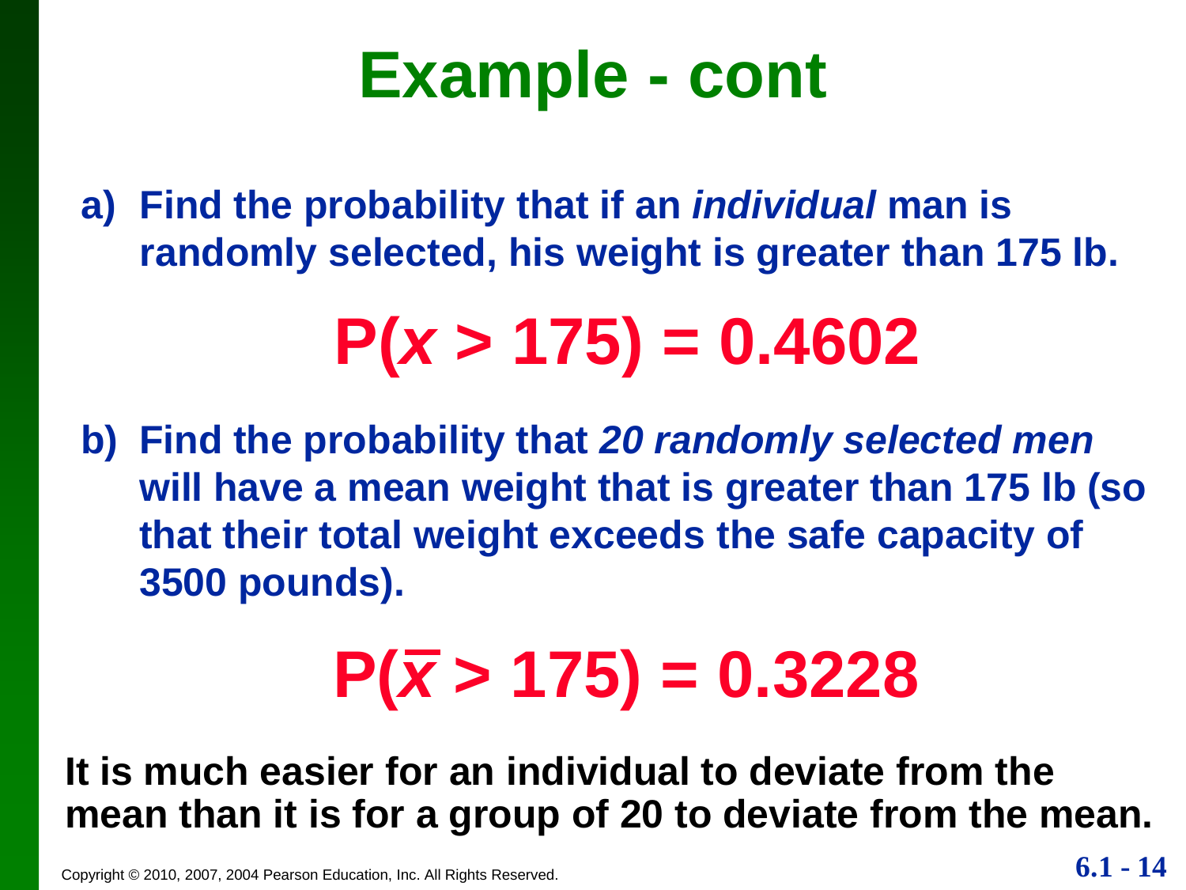# Example - cont

a) Find the probability that if an *individual* man is randomly selected, his weight is greater than 175 lb.

$$P(x > 175) = 0.4602$$

b) Find the probability that *20 randomly selected men* will have a mean weight that is greater than 175 lb (so that their total weight exceeds the safe capacity of 3500 pounds).

$$P(\bar{x} > 175) = 0.3228$$

**It is much easier for an individual to deviate from the mean than it is for a group of 20 to deviate from the mean.**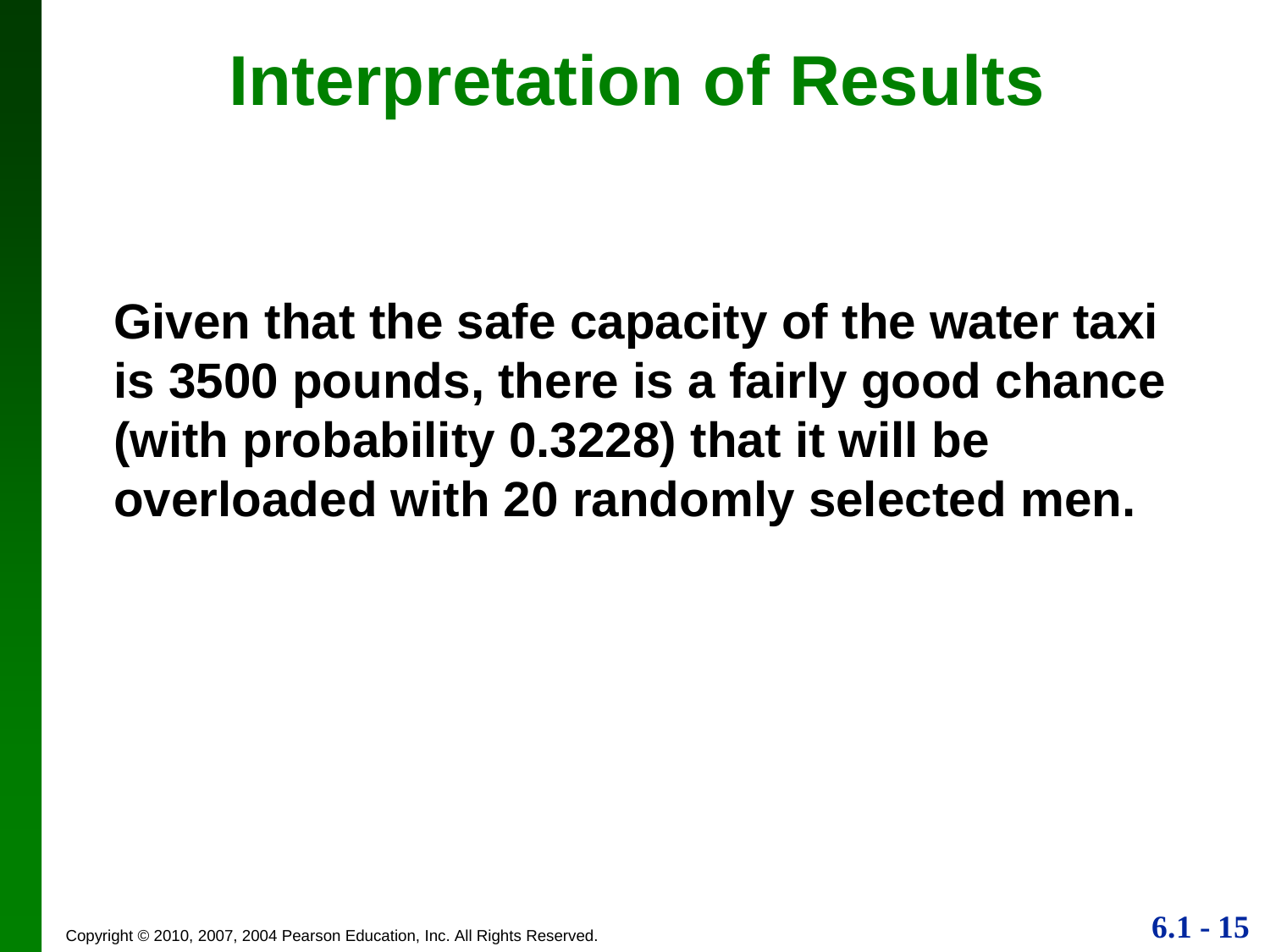# Interpretation of Results

**Given that the safe capacity of the water taxi is 3500 pounds, there is a fairly good chance (with probability 0.3228) that it will be overloaded with 20 randomly selected men.**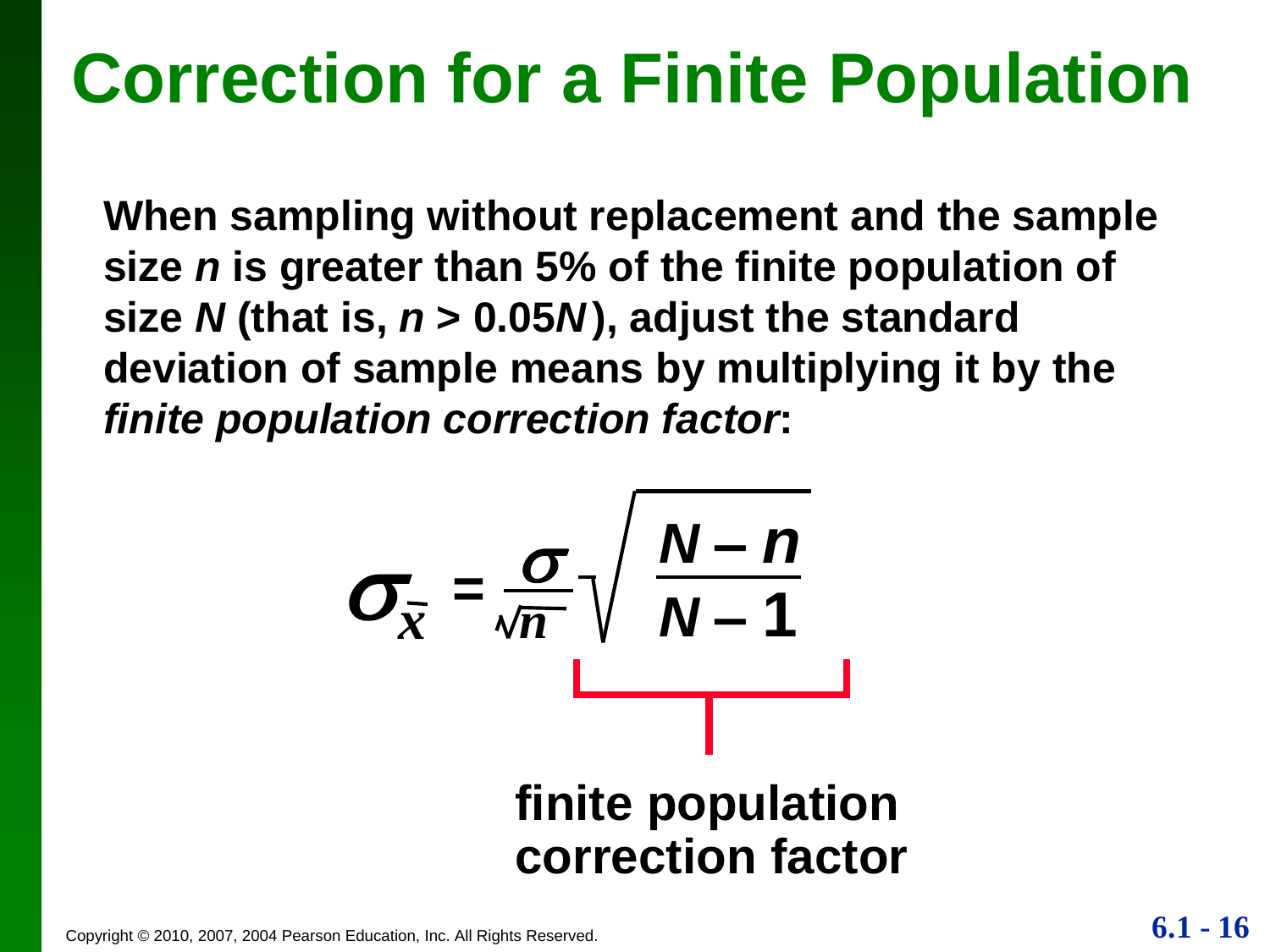# Correction for a Finite Population

**When sampling without replacement and the sample size $n$ is greater than 5% of the finite population of size $N$ (that is, $n > 0.05N$), adjust the standard deviation of sample means by multiplying it by the *finite population correction factor*:**

$$\sigma_{\bar{x}} = \frac{\sigma}{\sqrt{n}} \sqrt{\frac{N - n}{N - 1}}$$

**finite population correction factor** (the factor $\sqrt{\frac{N - n}{N - 1}}$)

Copyright © 2010, 2007, 2004 Pearson Education, Inc. All Rights Reserved.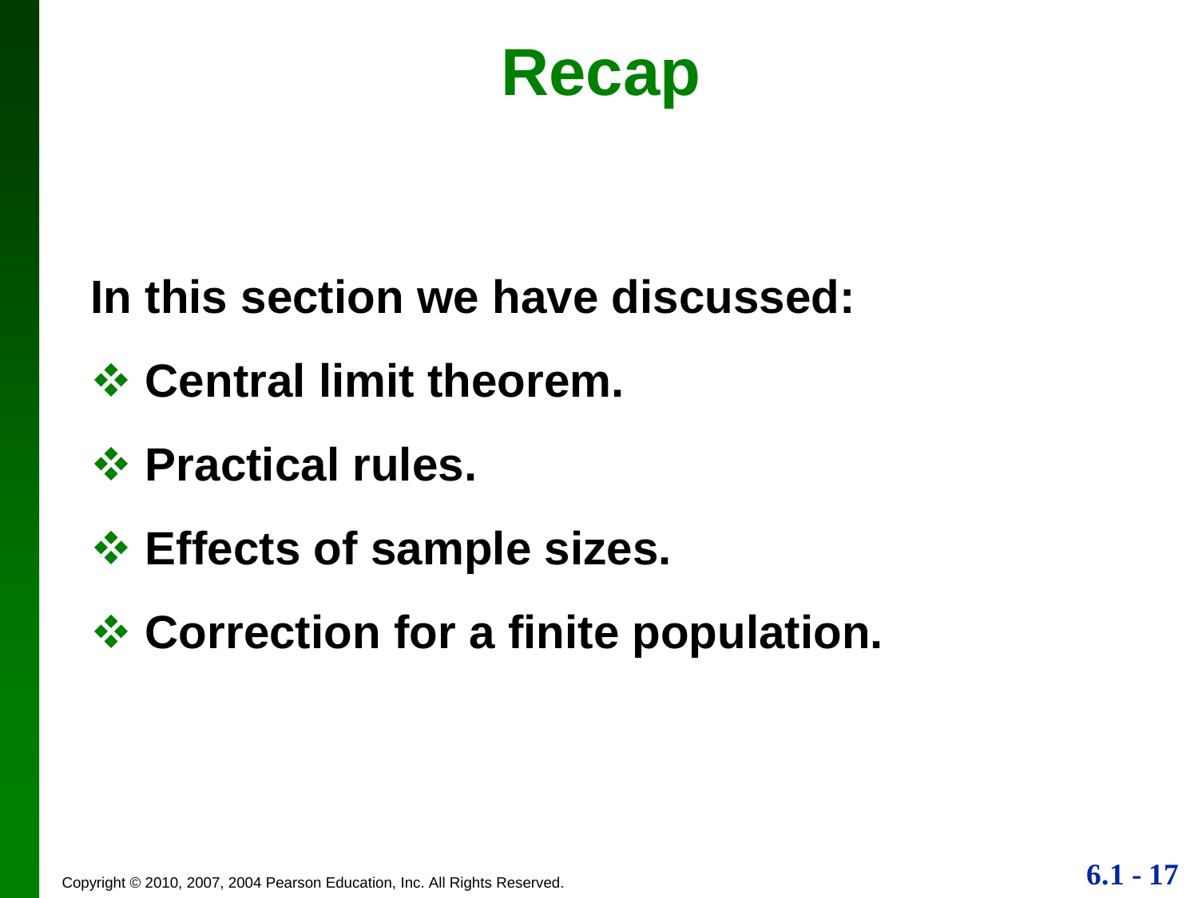# Recap

**In this section we have discussed:**

- **Central limit theorem.**
- **Practical rules.**
- **Effects of sample sizes.**
- **Correction for a finite population.**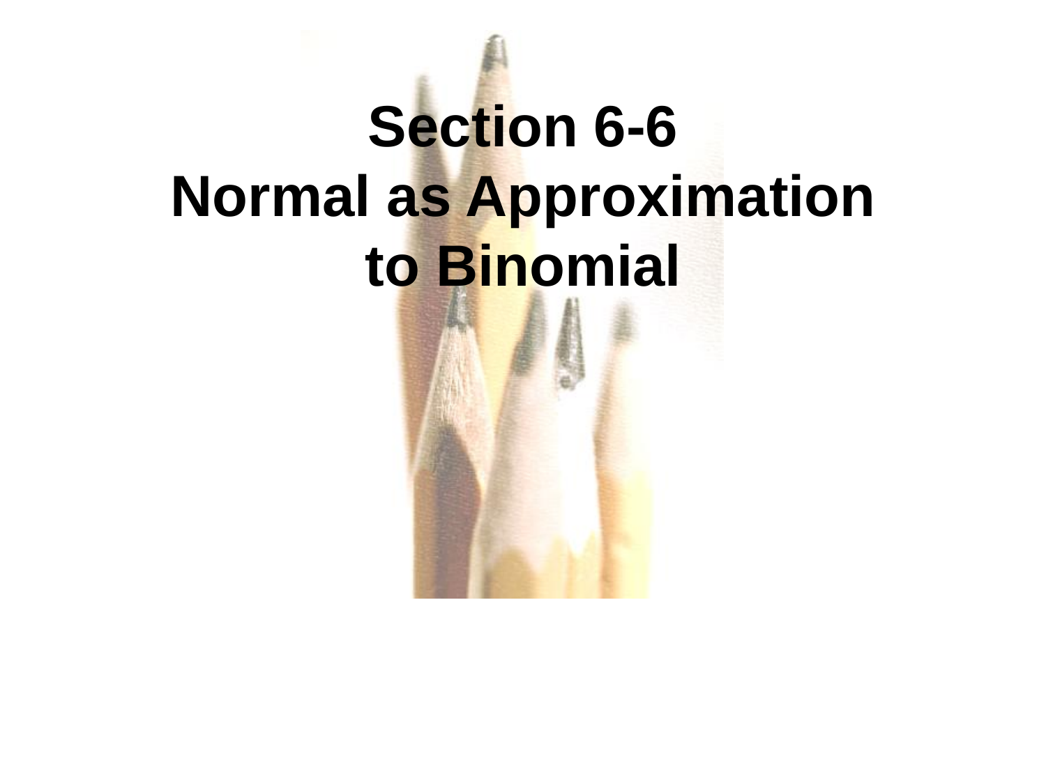# Section 6-6
# Normal as Approximation to Binomial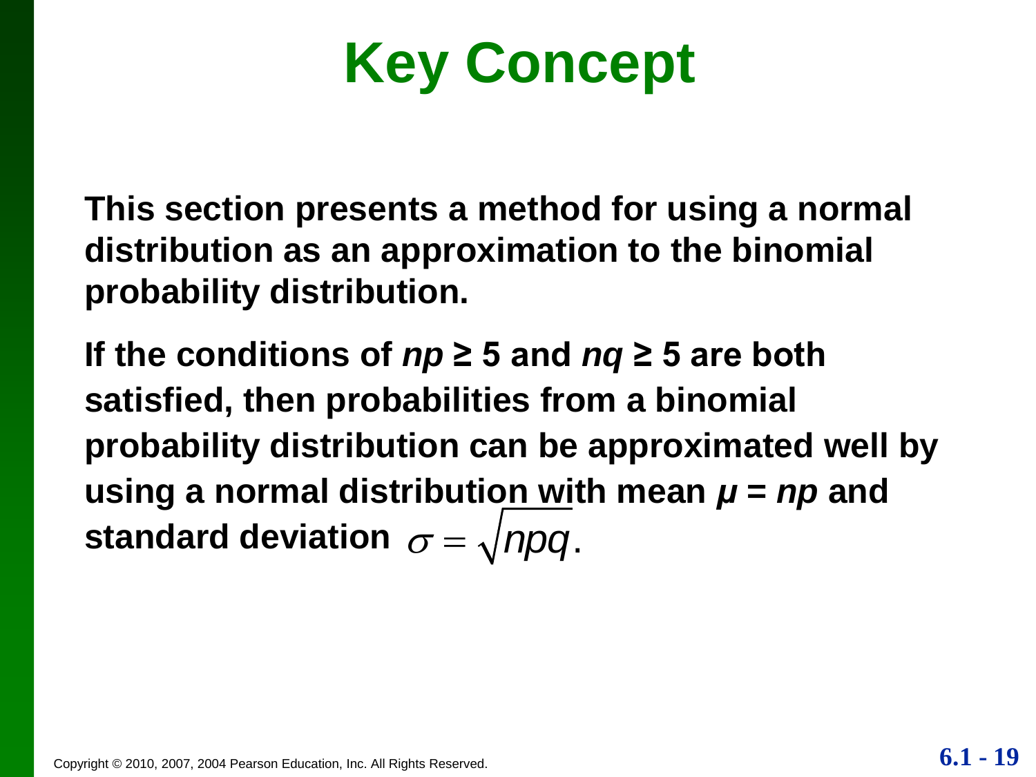# Key Concept

**This section presents a method for using a normal distribution as an approximation to the binomial probability distribution.**

**If the conditions of $np \geq 5$ and $nq \geq 5$ are both satisfied, then probabilities from a binomial probability distribution can be approximated well by using a normal distribution with mean $\mu = np$ and standard deviation $\sigma = \sqrt{npq}$.**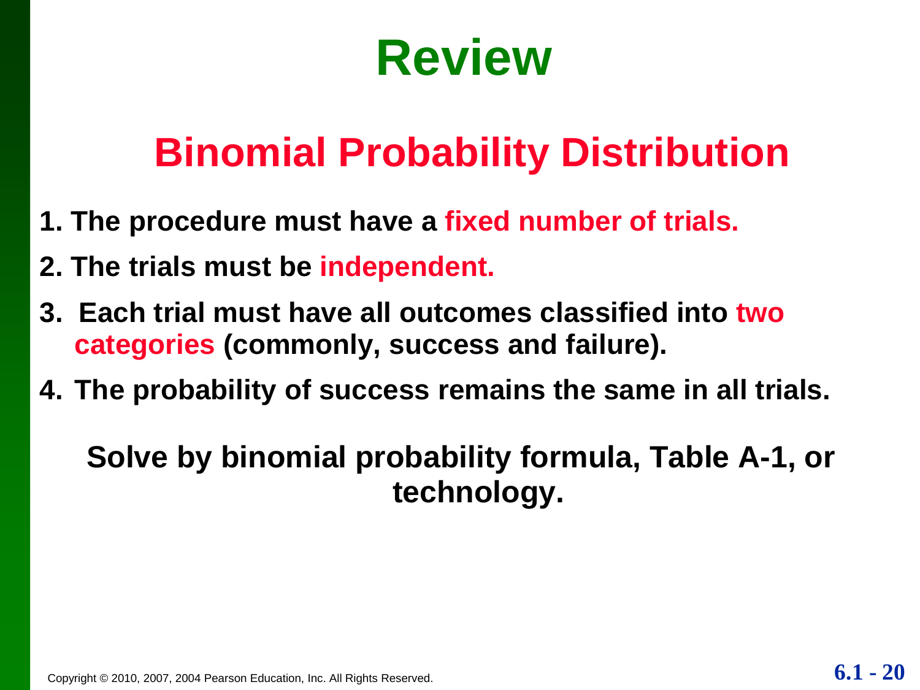# Review

## Binomial Probability Distribution

1. The procedure must have a **fixed number of trials.**
2. The trials must be **independent.**
3. Each trial must have all outcomes classified into **two categories** (commonly, success and failure).
4. The probability of success remains the same in all trials.

**Solve by binomial probability formula, Table A-1, or technology.**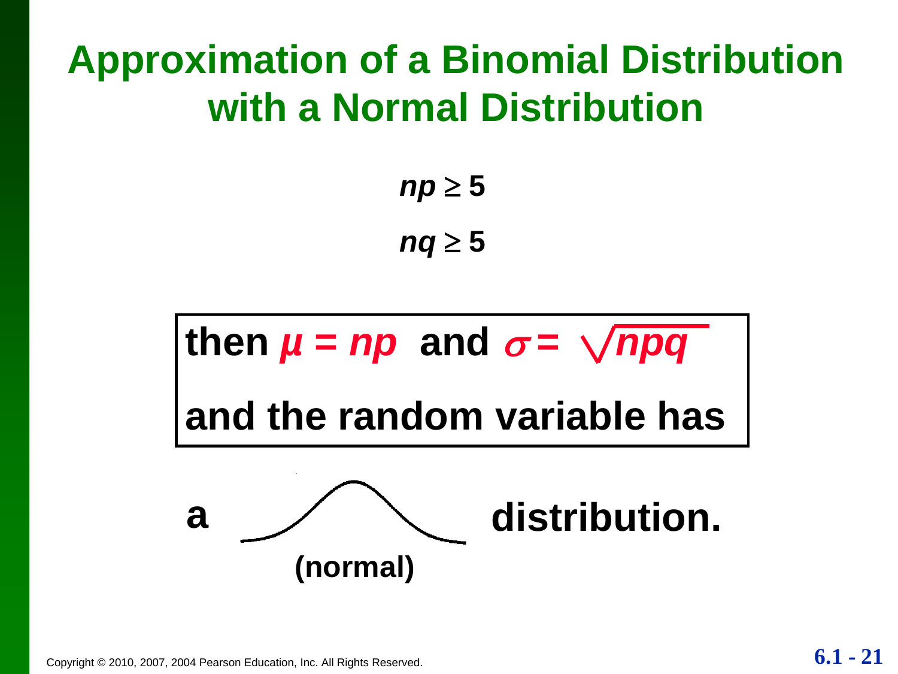# Approximation of a Binomial Distribution with a Normal Distribution

$$np \geq 5$$

$$nq \geq 5$$

then $\mu = np$ and $\sigma = \sqrt{npq}$

and the random variable has

a (normal) distribution.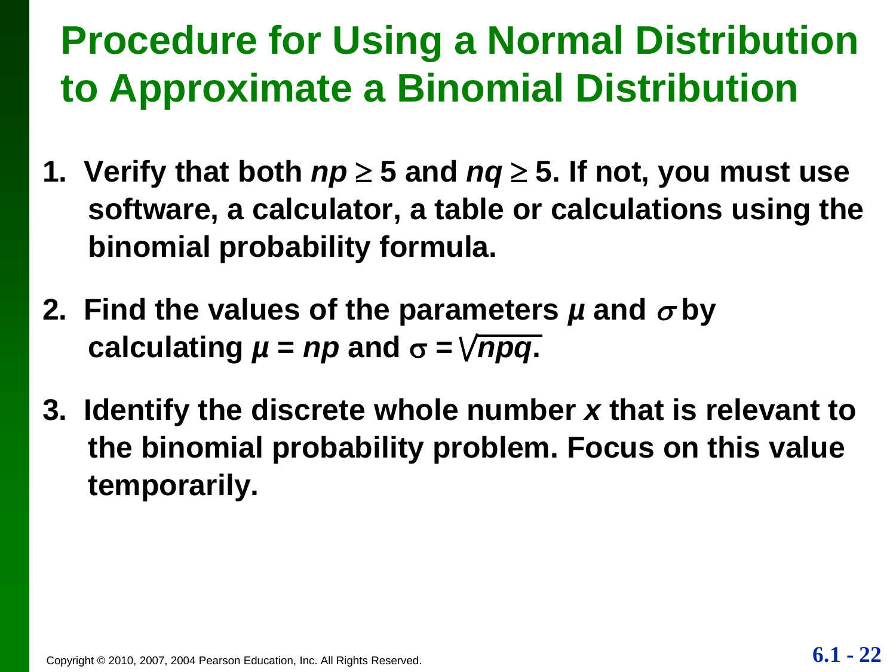# Procedure for Using a Normal Distribution to Approximate a Binomial Distribution

1. **Verify that both $np \geq 5$ and $nq \geq 5$. If not, you must use software, a calculator, a table or calculations using the binomial probability formula.**

2. **Find the values of the parameters $\mu$ and $\sigma$ by calculating $\mu = np$ and $\sigma = \sqrt{npq}$.**

3. **Identify the discrete whole number $x$ that is relevant to the binomial probability problem. Focus on this value temporarily.**

Copyright © 2010, 2007, 2004 Pearson Education, Inc. All Rights Reserved.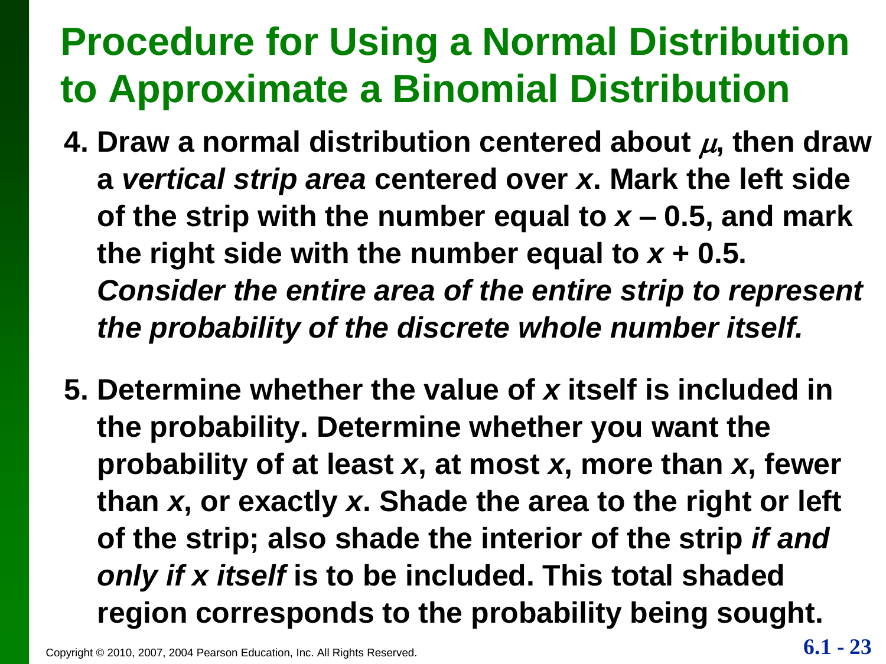# Procedure for Using a Normal Distribution to Approximate a Binomial Distribution

4. **Draw a normal distribution centered about $\mu$, then draw a *vertical strip area* centered over $x$. Mark the left side of the strip with the number equal to $x$ – 0.5, and mark the right side with the number equal to $x$ + 0.5. *Consider the entire area of the entire strip to represent the probability of the discrete whole number itself.***

5. **Determine whether the value of $x$ itself is included in the probability. Determine whether you want the probability of at least $x$, at most $x$, more than $x$, fewer than $x$, or exactly $x$. Shade the area to the right or left of the strip; also shade the interior of the strip *if and only if x itself* is to be included. This total shaded region corresponds to the probability being sought.**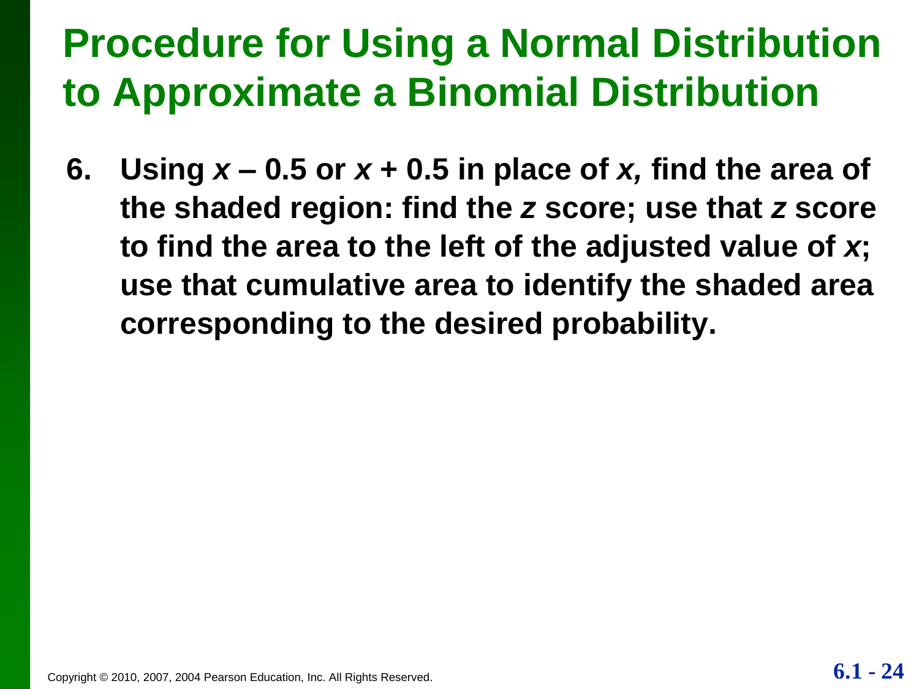# Procedure for Using a Normal Distribution to Approximate a Binomial Distribution

6. **Using $x - 0.5$ or $x + 0.5$ in place of $x$, find the area of the shaded region: find the $z$ score; use that $z$ score to find the area to the left of the adjusted value of $x$; use that cumulative area to identify the shaded area corresponding to the desired probability.**

Copyright © 2010, 2007, 2004 Pearson Education, Inc. All Rights Reserved.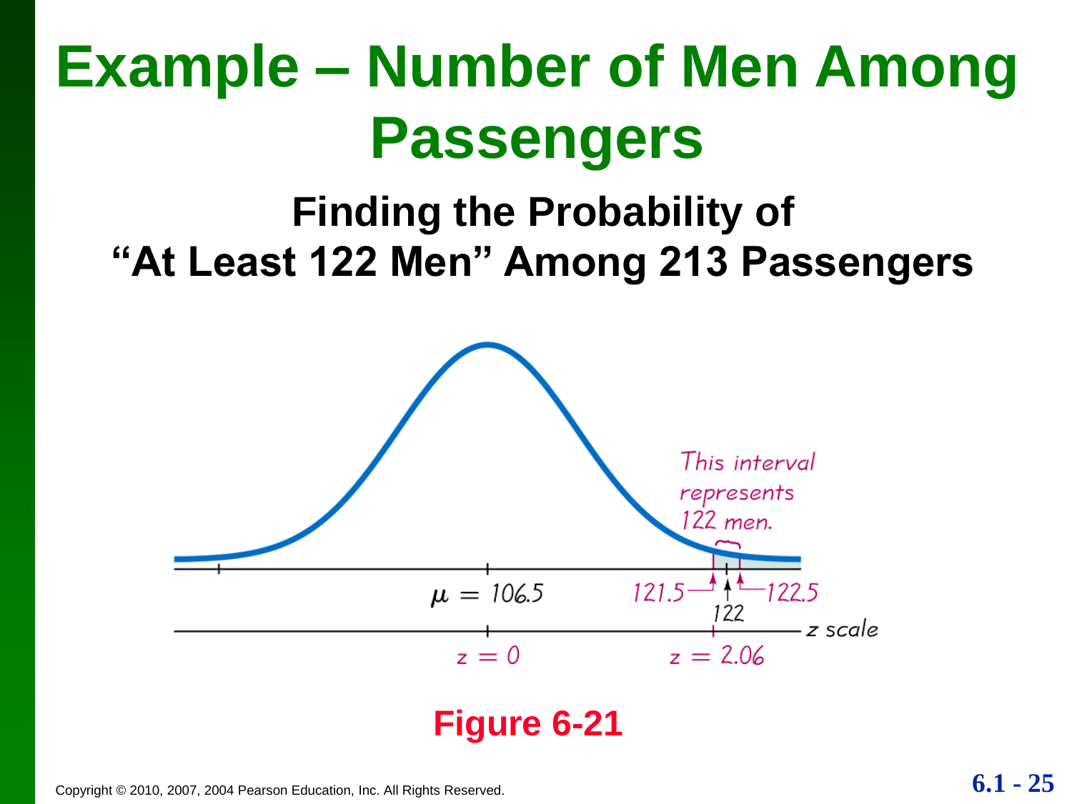# Example – Number of Men Among Passengers

## Finding the Probability of "At Least 122 Men" Among 213 Passengers

This interval represents 122 men.

$\mu = 106.5$

121.5

122

122.5

z scale

$z = 0$

$z = 2.06$

**Figure 6-21**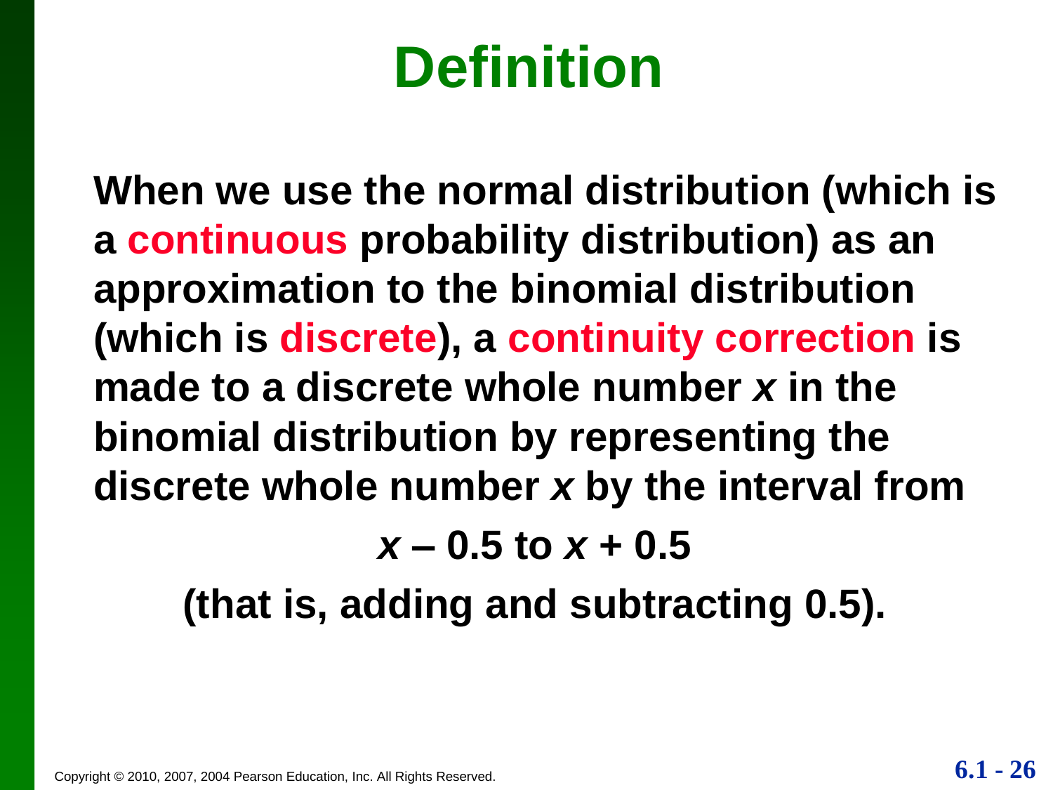# Definition

**When we use the normal distribution (which is a continuous probability distribution) as an approximation to the binomial distribution (which is discrete), a continuity correction is made to a discrete whole number $x$ in the binomial distribution by representing the discrete whole number $x$ by the interval from**

$$x - 0.5 \text{ to } x + 0.5$$

**(that is, adding and subtracting 0.5).**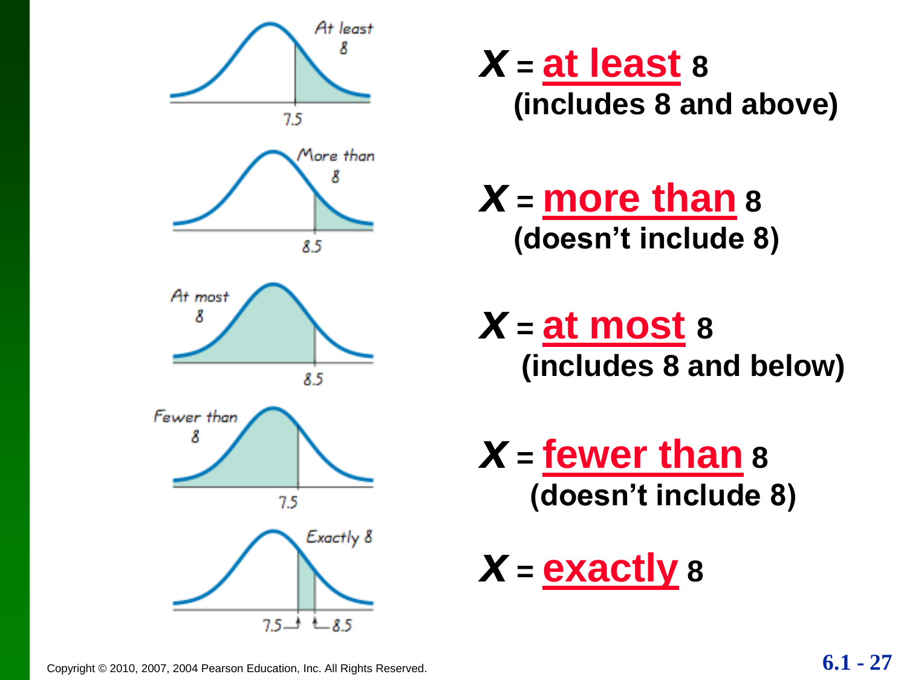$X$ = **at least** 8
(includes 8 and above)

$X$ = **more than** 8
(doesn't include 8)

$X$ = **at most** 8
(includes 8 and below)

$X$ = **fewer than** 8
(doesn't include 8)

$X$ = **exactly** 8

Copyright © 2010, 2007, 2004 Pearson Education, Inc. All Rights Reserved.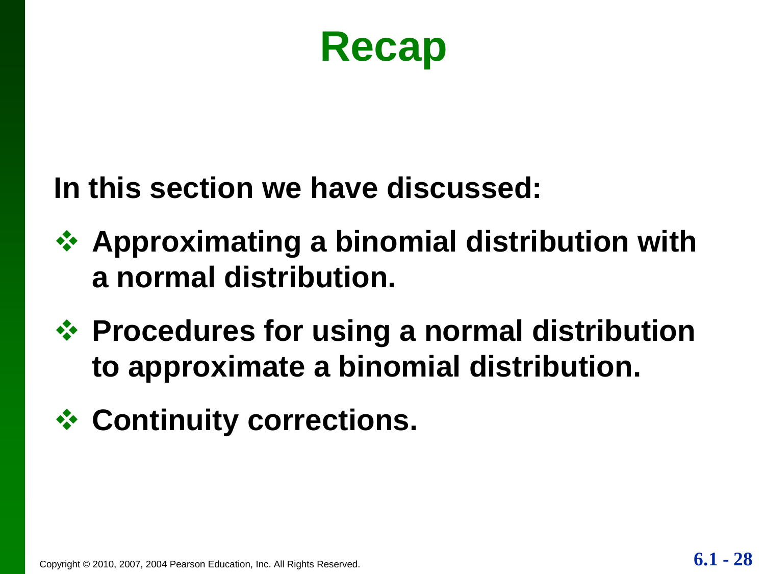# Recap

**In this section we have discussed:**

- **Approximating a binomial distribution with a normal distribution.**
- **Procedures for using a normal distribution to approximate a binomial distribution.**
- **Continuity corrections.**